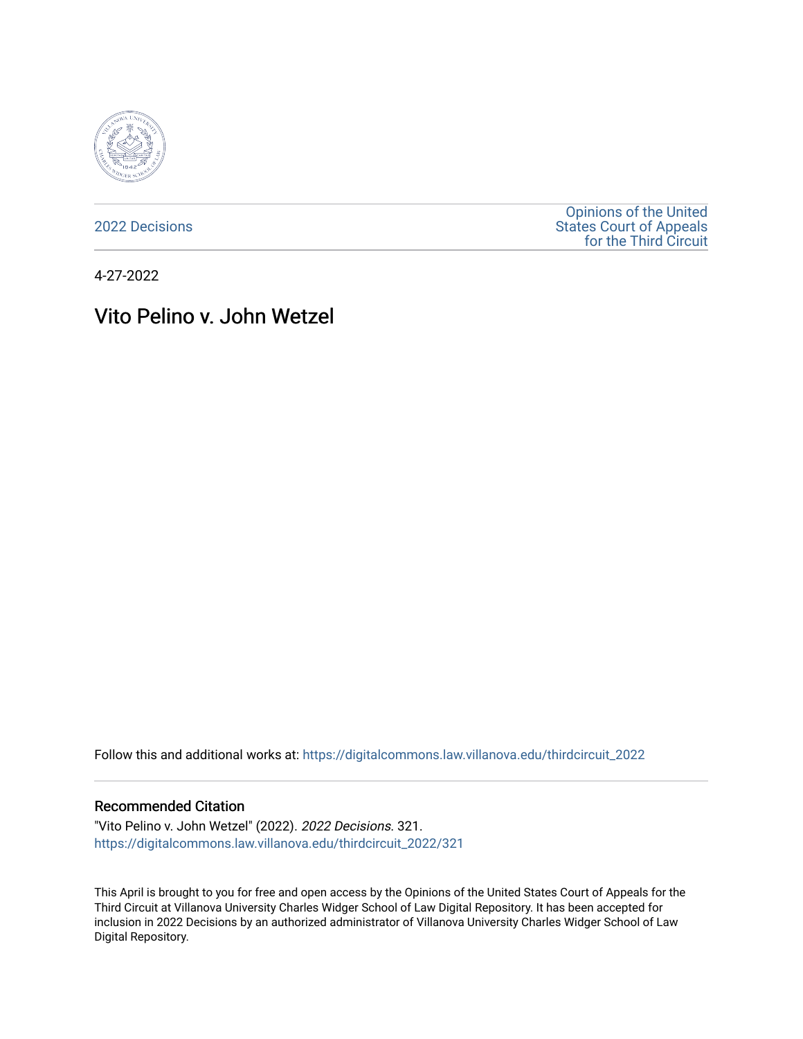2022 Decisions

Opinions of the United States Court of Appeals for the Third Circuit

4-27-2022

# Vito Pelino v. John Wetzel

Follow this and additional works at: https://digitalcommons.law.villanova.edu/thirdcircuit_2022

## Recommended Citation

"Vito Pelino v. John Wetzel" (2022). *2022 Decisions*. 321.
https://digitalcommons.law.villanova.edu/thirdcircuit_2022/321

This April is brought to you for free and open access by the Opinions of the United States Court of Appeals for the Third Circuit at Villanova University Charles Widger School of Law Digital Repository. It has been accepted for inclusion in 2022 Decisions by an authorized administrator of Villanova University Charles Widger School of Law Digital Repository.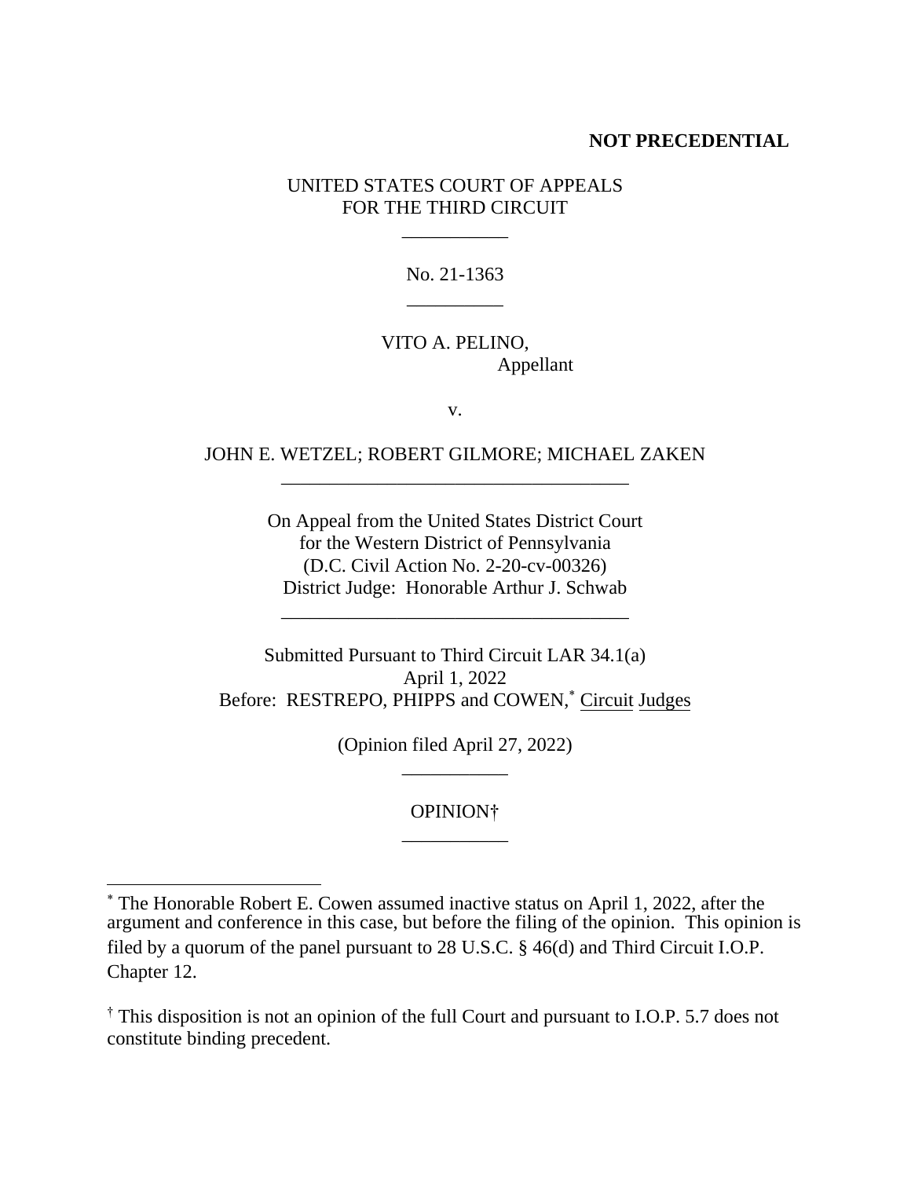**NOT PRECEDENTIAL**

UNITED STATES COURT OF APPEALS
FOR THE THIRD CIRCUIT

\_\_\_\_\_\_\_\_\_\_\_

No. 21-1363

\_\_\_\_\_\_\_\_\_\_

VITO A. PELINO,
Appellant

v.

JOHN E. WETZEL; ROBERT GILMORE; MICHAEL ZAKEN

\_\_\_\_\_\_\_\_\_\_\_\_\_\_\_\_\_\_\_\_\_\_\_\_\_\_\_\_\_\_\_\_\_\_\_\_

On Appeal from the United States District Court
for the Western District of Pennsylvania
(D.C. Civil Action No. 2-20-cv-00326)
District Judge: Honorable Arthur J. Schwab

\_\_\_\_\_\_\_\_\_\_\_\_\_\_\_\_\_\_\_\_\_\_\_\_\_\_\_\_\_\_\_\_\_\_\_\_

Submitted Pursuant to Third Circuit LAR 34.1(a)
April 1, 2022
Before: RESTREPO, PHIPPS and COWEN,[*] Circuit Judges

(Opinion filed April 27, 2022)

\_\_\_\_\_\_\_\_\_\_\_

OPINION[†]

\_\_\_\_\_\_\_\_\_\_\_

---

[*] The Honorable Robert E. Cowen assumed inactive status on April 1, 2022, after the argument and conference in this case, but before the filing of the opinion. This opinion is filed by a quorum of the panel pursuant to 28 U.S.C. § 46(d) and Third Circuit I.O.P. Chapter 12.

[†] This disposition is not an opinion of the full Court and pursuant to I.O.P. 5.7 does not constitute binding precedent.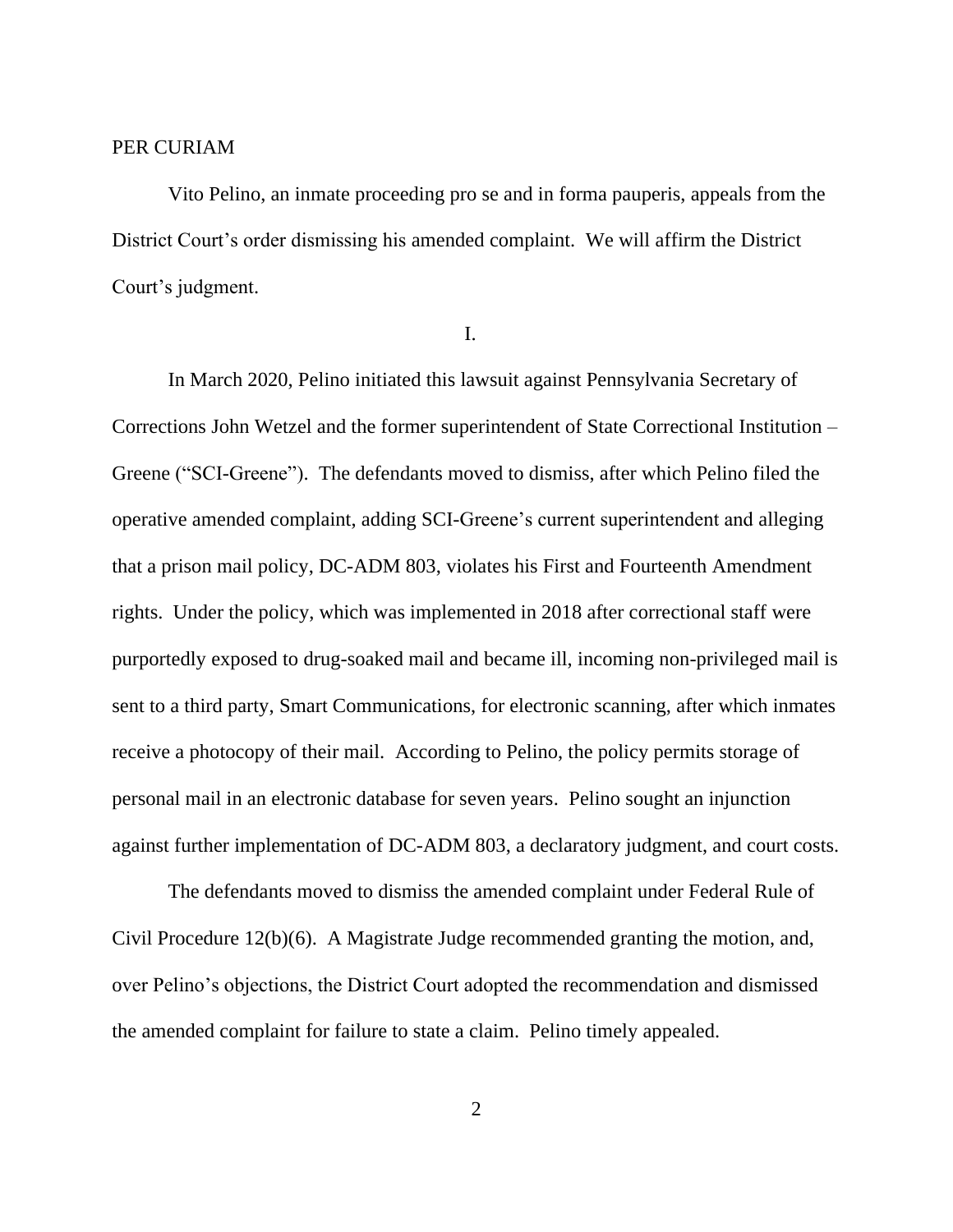PER CURIAM

Vito Pelino, an inmate proceeding pro se and in forma pauperis, appeals from the District Court's order dismissing his amended complaint. We will affirm the District Court's judgment.

## I.

In March 2020, Pelino initiated this lawsuit against Pennsylvania Secretary of Corrections John Wetzel and the former superintendent of State Correctional Institution – Greene ("SCI-Greene"). The defendants moved to dismiss, after which Pelino filed the operative amended complaint, adding SCI-Greene's current superintendent and alleging that a prison mail policy, DC-ADM 803, violates his First and Fourteenth Amendment rights. Under the policy, which was implemented in 2018 after correctional staff were purportedly exposed to drug-soaked mail and became ill, incoming non-privileged mail is sent to a third party, Smart Communications, for electronic scanning, after which inmates receive a photocopy of their mail. According to Pelino, the policy permits storage of personal mail in an electronic database for seven years. Pelino sought an injunction against further implementation of DC-ADM 803, a declaratory judgment, and court costs.

The defendants moved to dismiss the amended complaint under Federal Rule of Civil Procedure 12(b)(6). A Magistrate Judge recommended granting the motion, and, over Pelino's objections, the District Court adopted the recommendation and dismissed the amended complaint for failure to state a claim. Pelino timely appealed.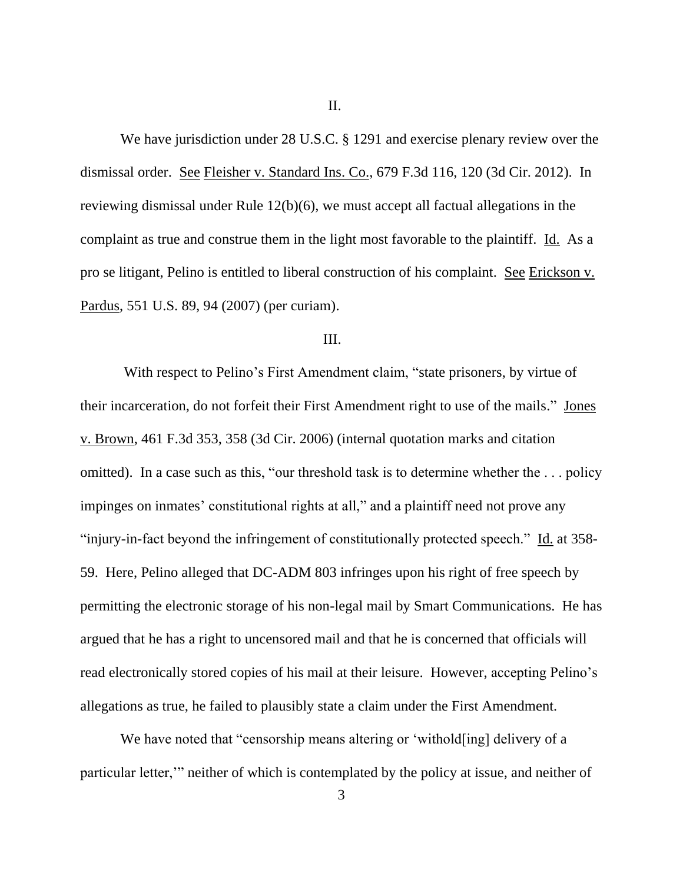II.

We have jurisdiction under 28 U.S.C. § 1291 and exercise plenary review over the dismissal order. See Fleisher v. Standard Ins. Co., 679 F.3d 116, 120 (3d Cir. 2012). In reviewing dismissal under Rule 12(b)(6), we must accept all factual allegations in the complaint as true and construe them in the light most favorable to the plaintiff. Id. As a pro se litigant, Pelino is entitled to liberal construction of his complaint. See Erickson v. Pardus, 551 U.S. 89, 94 (2007) (per curiam).

III.

With respect to Pelino's First Amendment claim, "state prisoners, by virtue of their incarceration, do not forfeit their First Amendment right to use of the mails." Jones v. Brown, 461 F.3d 353, 358 (3d Cir. 2006) (internal quotation marks and citation omitted). In a case such as this, "our threshold task is to determine whether the . . . policy impinges on inmates' constitutional rights at all," and a plaintiff need not prove any "injury-in-fact beyond the infringement of constitutionally protected speech." Id. at 358-59. Here, Pelino alleged that DC-ADM 803 infringes upon his right of free speech by permitting the electronic storage of his non-legal mail by Smart Communications. He has argued that he has a right to uncensored mail and that he is concerned that officials will read electronically stored copies of his mail at their leisure. However, accepting Pelino's allegations as true, he failed to plausibly state a claim under the First Amendment.

We have noted that "censorship means altering or 'withold[ing] delivery of a particular letter,'" neither of which is contemplated by the policy at issue, and neither of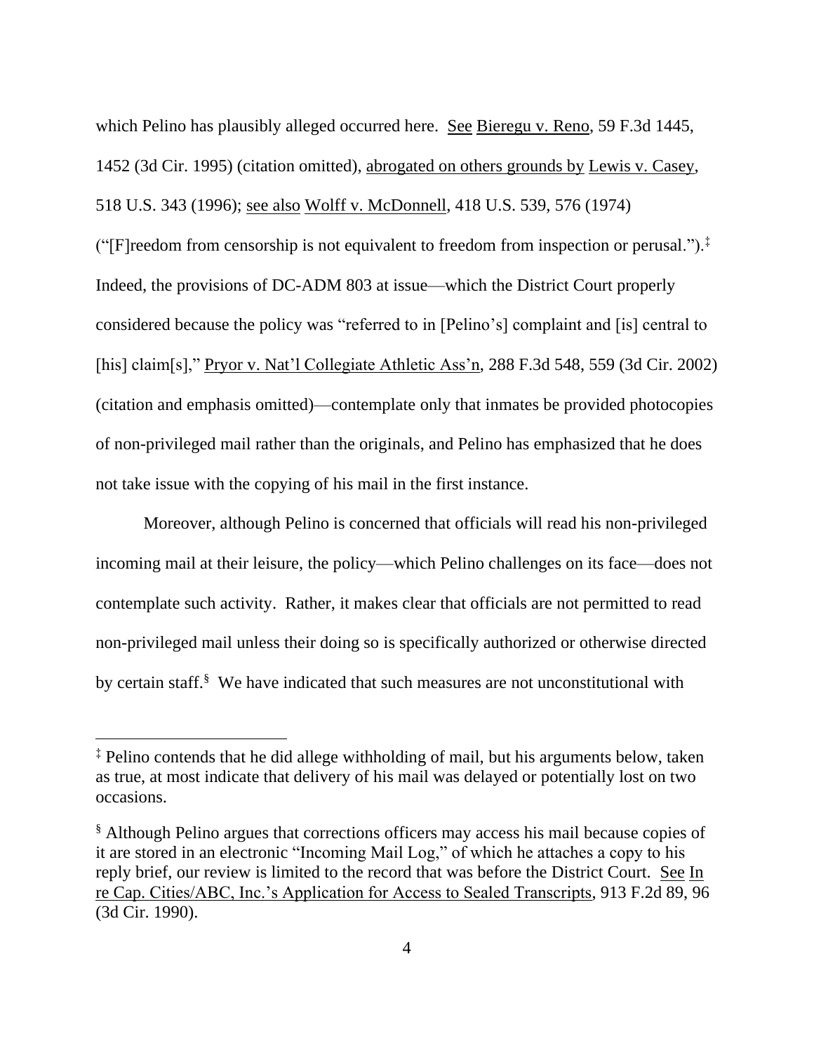which Pelino has plausibly alleged occurred here. See Bieregu v. Reno, 59 F.3d 1445, 1452 (3d Cir. 1995) (citation omitted), abrogated on others grounds by Lewis v. Casey, 518 U.S. 343 (1996); see also Wolff v. McDonnell, 418 U.S. 539, 576 (1974) ("[F]reedom from censorship is not equivalent to freedom from inspection or perusal.").[‡] Indeed, the provisions of DC-ADM 803 at issue—which the District Court properly considered because the policy was "referred to in [Pelino's] complaint and [is] central to [his] claim[s]," Pryor v. Nat'l Collegiate Athletic Ass'n, 288 F.3d 548, 559 (3d Cir. 2002) (citation and emphasis omitted)—contemplate only that inmates be provided photocopies of non-privileged mail rather than the originals, and Pelino has emphasized that he does not take issue with the copying of his mail in the first instance.

Moreover, although Pelino is concerned that officials will read his non-privileged incoming mail at their leisure, the policy—which Pelino challenges on its face—does not contemplate such activity. Rather, it makes clear that officials are not permitted to read non-privileged mail unless their doing so is specifically authorized or otherwise directed by certain staff.[§] We have indicated that such measures are not unconstitutional with

---

[‡] Pelino contends that he did allege withholding of mail, but his arguments below, taken as true, at most indicate that delivery of his mail was delayed or potentially lost on two occasions.

[§] Although Pelino argues that corrections officers may access his mail because copies of it are stored in an electronic "Incoming Mail Log," of which he attaches a copy to his reply brief, our review is limited to the record that was before the District Court. See In re Cap. Cities/ABC, Inc.'s Application for Access to Sealed Transcripts, 913 F.2d 89, 96 (3d Cir. 1990).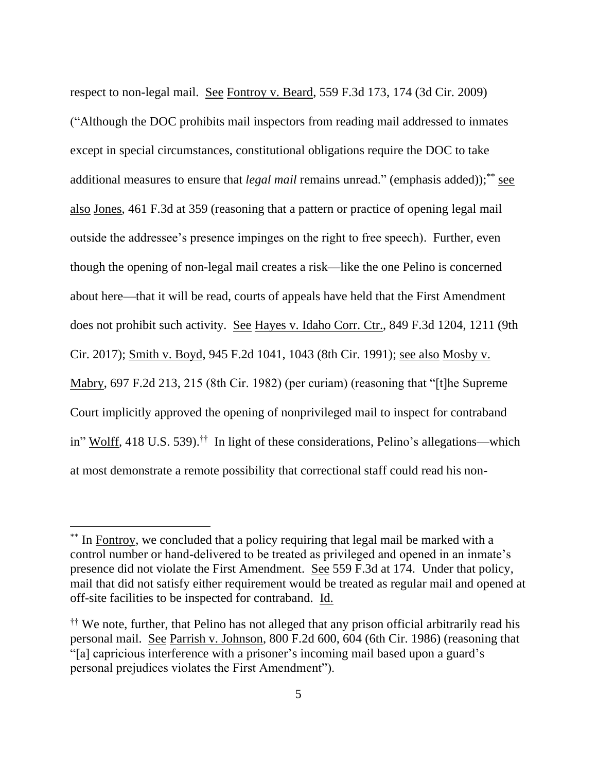respect to non-legal mail. See Fontroy v. Beard, 559 F.3d 173, 174 (3d Cir. 2009) ("Although the DOC prohibits mail inspectors from reading mail addressed to inmates except in special circumstances, constitutional obligations require the DOC to take additional measures to ensure that *legal mail* remains unread." (emphasis added));[**] see also Jones, 461 F.3d at 359 (reasoning that a pattern or practice of opening legal mail outside the addressee's presence impinges on the right to free speech). Further, even though the opening of non-legal mail creates a risk—like the one Pelino is concerned about here—that it will be read, courts of appeals have held that the First Amendment does not prohibit such activity. See Hayes v. Idaho Corr. Ctr., 849 F.3d 1204, 1211 (9th Cir. 2017); Smith v. Boyd, 945 F.2d 1041, 1043 (8th Cir. 1991); see also Mosby v. Mabry, 697 F.2d 213, 215 (8th Cir. 1982) (per curiam) (reasoning that "[t]he Supreme Court implicitly approved the opening of nonprivileged mail to inspect for contraband in" Wolff, 418 U.S. 539).[††] In light of these considerations, Pelino's allegations—which at most demonstrate a remote possibility that correctional staff could read his non-

---

[**] In Fontroy, we concluded that a policy requiring that legal mail be marked with a control number or hand-delivered to be treated as privileged and opened in an inmate's presence did not violate the First Amendment. See 559 F.3d at 174. Under that policy, mail that did not satisfy either requirement would be treated as regular mail and opened at off-site facilities to be inspected for contraband. Id.

[††] We note, further, that Pelino has not alleged that any prison official arbitrarily read his personal mail. See Parrish v. Johnson, 800 F.2d 600, 604 (6th Cir. 1986) (reasoning that "[a] capricious interference with a prisoner's incoming mail based upon a guard's personal prejudices violates the First Amendment").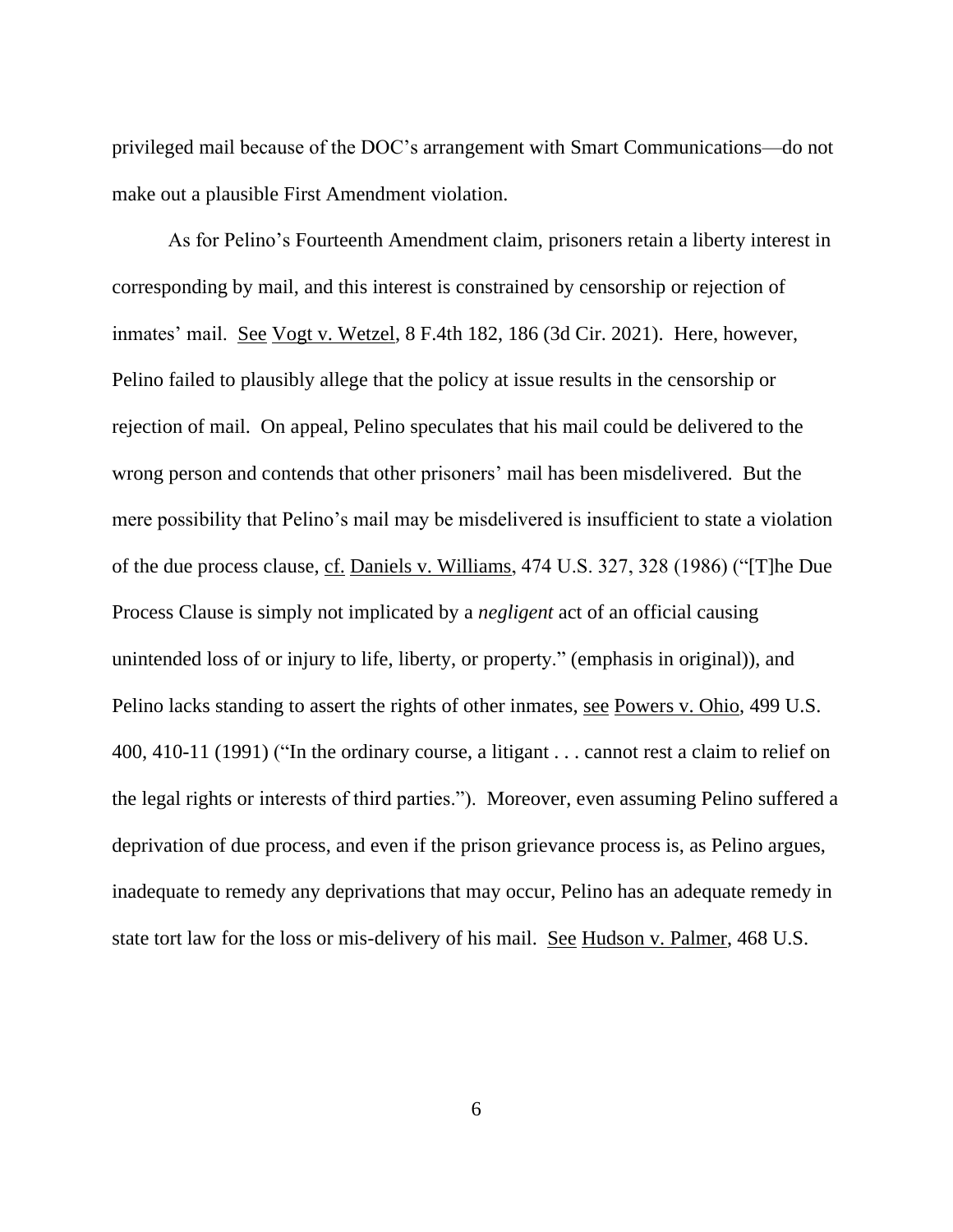privileged mail because of the DOC's arrangement with Smart Communications—do not make out a plausible First Amendment violation.

As for Pelino's Fourteenth Amendment claim, prisoners retain a liberty interest in corresponding by mail, and this interest is constrained by censorship or rejection of inmates' mail. See Vogt v. Wetzel, 8 F.4th 182, 186 (3d Cir. 2021). Here, however, Pelino failed to plausibly allege that the policy at issue results in the censorship or rejection of mail. On appeal, Pelino speculates that his mail could be delivered to the wrong person and contends that other prisoners' mail has been misdelivered. But the mere possibility that Pelino's mail may be misdelivered is insufficient to state a violation of the due process clause, cf. Daniels v. Williams, 474 U.S. 327, 328 (1986) ("[T]he Due Process Clause is simply not implicated by a *negligent* act of an official causing unintended loss of or injury to life, liberty, or property." (emphasis in original)), and Pelino lacks standing to assert the rights of other inmates, see Powers v. Ohio, 499 U.S. 400, 410-11 (1991) ("In the ordinary course, a litigant . . . cannot rest a claim to relief on the legal rights or interests of third parties."). Moreover, even assuming Pelino suffered a deprivation of due process, and even if the prison grievance process is, as Pelino argues, inadequate to remedy any deprivations that may occur, Pelino has an adequate remedy in state tort law for the loss or mis-delivery of his mail. See Hudson v. Palmer, 468 U.S.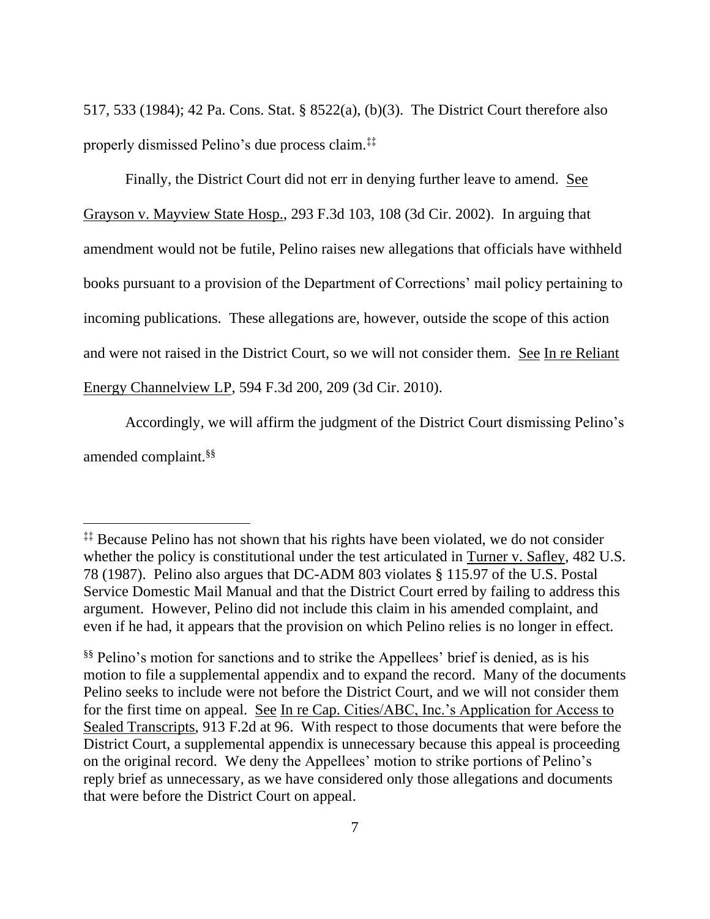517, 533 (1984); 42 Pa. Cons. Stat. § 8522(a), (b)(3). The District Court therefore also properly dismissed Pelino's due process claim.[‡‡]

Finally, the District Court did not err in denying further leave to amend. See Grayson v. Mayview State Hosp., 293 F.3d 103, 108 (3d Cir. 2002). In arguing that amendment would not be futile, Pelino raises new allegations that officials have withheld books pursuant to a provision of the Department of Corrections' mail policy pertaining to incoming publications. These allegations are, however, outside the scope of this action and were not raised in the District Court, so we will not consider them. See In re Reliant Energy Channelview LP, 594 F.3d 200, 209 (3d Cir. 2010).

Accordingly, we will affirm the judgment of the District Court dismissing Pelino's amended complaint.[§§]

---

[‡‡] Because Pelino has not shown that his rights have been violated, we do not consider whether the policy is constitutional under the test articulated in Turner v. Safley, 482 U.S. 78 (1987). Pelino also argues that DC-ADM 803 violates § 115.97 of the U.S. Postal Service Domestic Mail Manual and that the District Court erred by failing to address this argument. However, Pelino did not include this claim in his amended complaint, and even if he had, it appears that the provision on which Pelino relies is no longer in effect.

[§§] Pelino's motion for sanctions and to strike the Appellees' brief is denied, as is his motion to file a supplemental appendix and to expand the record. Many of the documents Pelino seeks to include were not before the District Court, and we will not consider them for the first time on appeal. See In re Cap. Cities/ABC, Inc.'s Application for Access to Sealed Transcripts, 913 F.2d at 96. With respect to those documents that were before the District Court, a supplemental appendix is unnecessary because this appeal is proceeding on the original record. We deny the Appellees' motion to strike portions of Pelino's reply brief as unnecessary, as we have considered only those allegations and documents that were before the District Court on appeal.